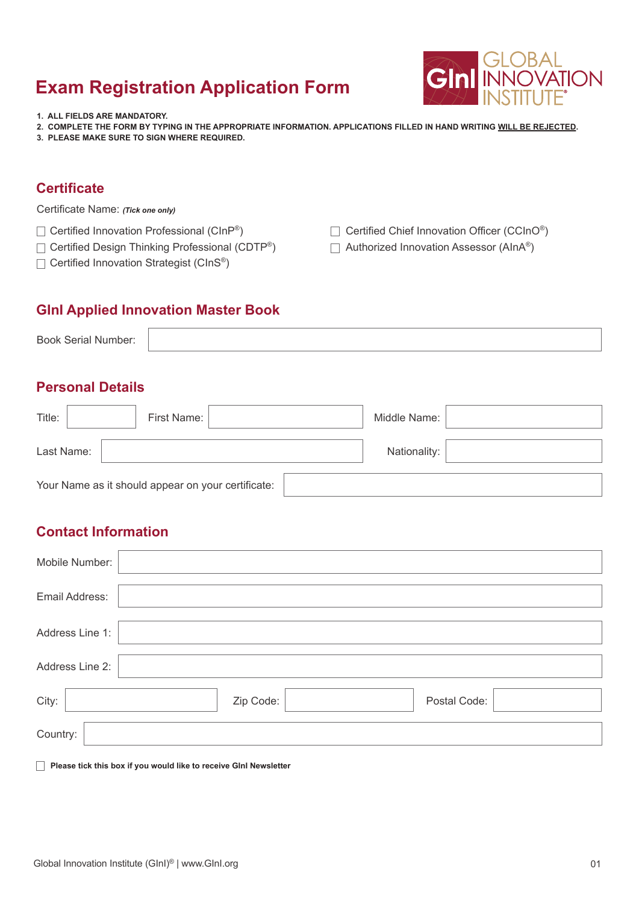# Exam Registration Application Form

GLOBAL INNOVATION INSTITUTE®

1. **ALL FIELDS ARE MANDATORY.**
2. **COMPLETE THE FORM BY TYPING IN THE APPROPRIATE INFORMATION. APPLICATIONS FILLED IN HAND WRITING WILL BE REJECTED.**
3. **PLEASE MAKE SURE TO SIGN WHERE REQUIRED.**

## Certificate

Certificate Name: ***(Tick one only)***

- ☐ Certified Innovation Professional (CInP®)
- ☐ Certified Design Thinking Professional (CDTP®)
- ☐ Certified Innovation Strategist (CInS®)
- ☐ Certified Chief Innovation Officer (CCInO®)
- ☐ Authorized Innovation Assessor (AInA®)

## GInI Applied Innovation Master Book

Book Serial Number: ____________________

## Personal Details

Title: __________ First Name: __________ Middle Name: __________

Last Name: __________ Nationality: __________

Your Name as it should appear on your certificate: ____________________

## Contact Information

Mobile Number: ____________________

Email Address: ____________________

Address Line 1: ____________________

Address Line 2: ____________________

City: __________ Zip Code: __________ Postal Code: __________

Country: ____________________

☐ **Please tick this box if you would like to receive GInI Newsletter**

Global Innovation Institute (GInI)® | www.GInI.org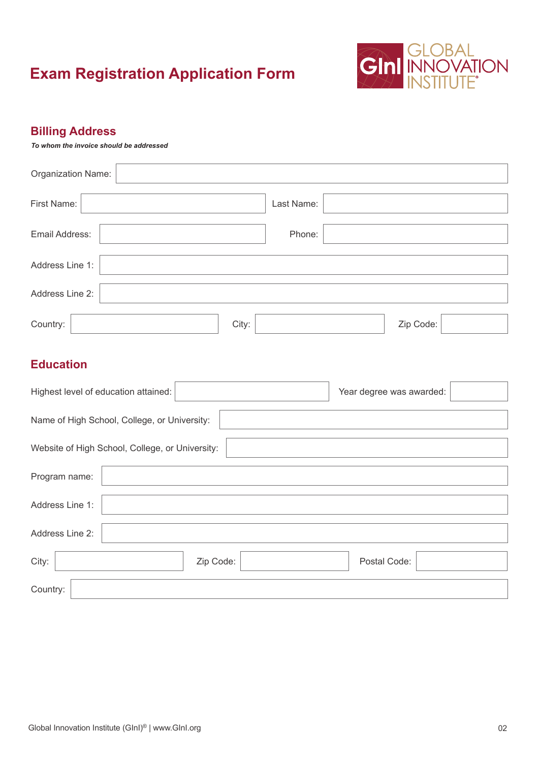# Exam Registration Application Form

GLOBAL INNOVATION INSTITUTE

## Billing Address

***To whom the invoice should be addressed***

Organization Name:

First Name: Last Name:

Email Address: Phone:

Address Line 1:

Address Line 2:

Country: City: Zip Code:

## Education

Highest level of education attained: Year degree was awarded:

Name of High School, College, or University:

Website of High School, College, or University:

Program name:

Address Line 1:

Address Line 2:

City: Zip Code: Postal Code:

Country:

Global Innovation Institute (GInI)® | www.GInI.org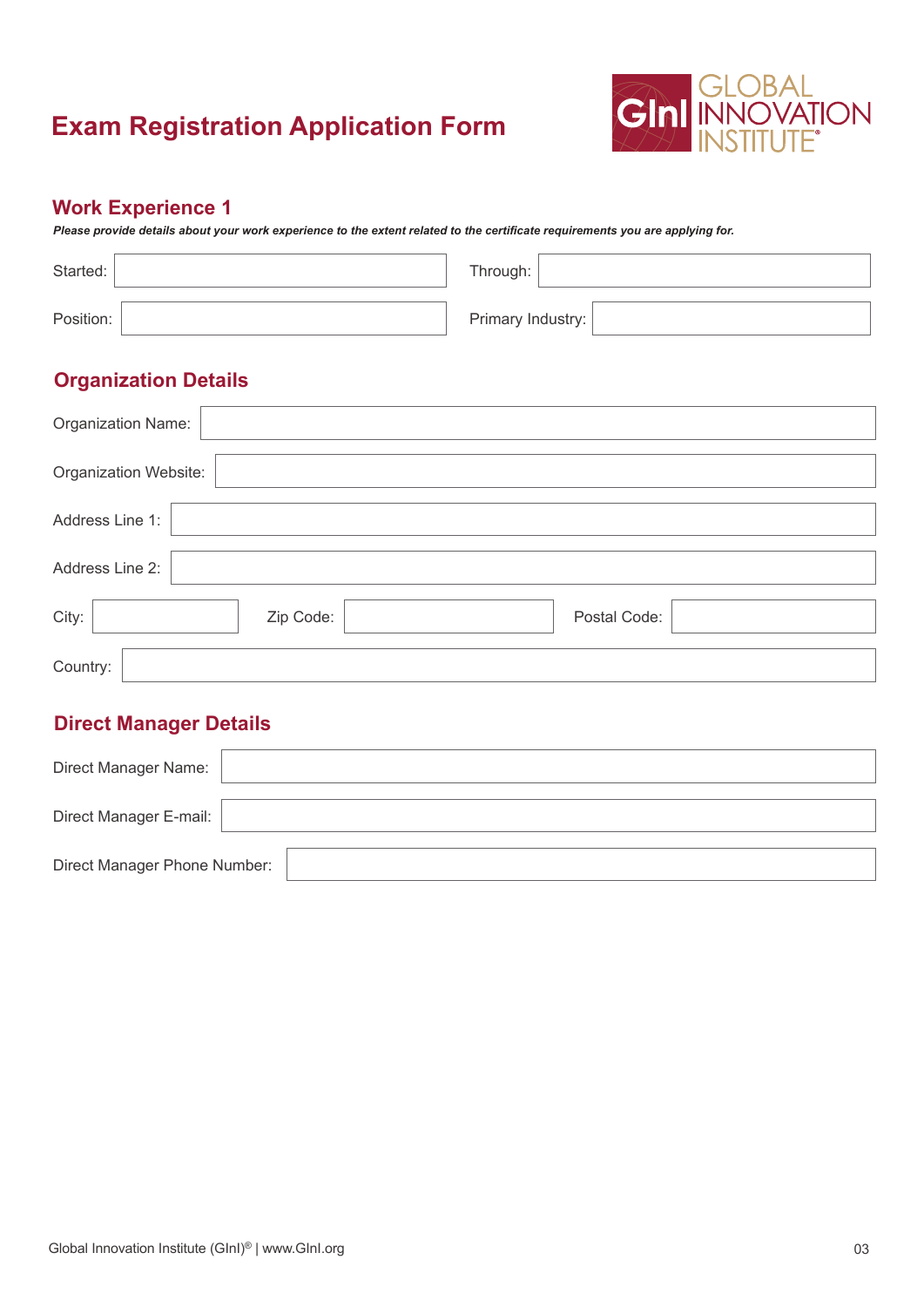# Exam Registration Application Form

## Work Experience 1

***Please provide details about your work experience to the extent related to the certificate requirements you are applying for.***

Started: 

Through: 

Position: 

Primary Industry: 

## Organization Details

Organization Name: 

Organization Website: 

Address Line 1: 

Address Line 2: 

City: 

Zip Code: 

Postal Code: 

Country: 

## Direct Manager Details

Direct Manager Name: 

Direct Manager E-mail: 

Direct Manager Phone Number: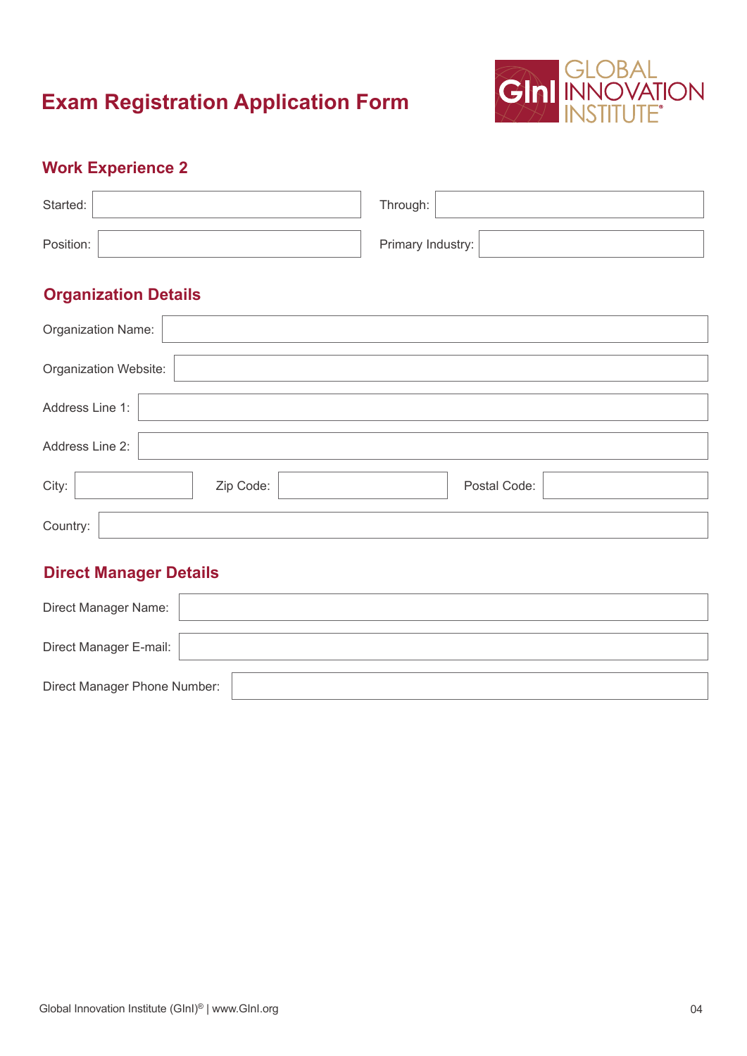# Exam Registration Application Form

## Work Experience 2

Started: 

Through: 

Position: 

Primary Industry: 

## Organization Details

Organization Name: 

Organization Website: 

Address Line 1: 

Address Line 2: 

City: 

Zip Code: 

Postal Code: 

Country: 

## Direct Manager Details

Direct Manager Name: 

Direct Manager E-mail: 

Direct Manager Phone Number: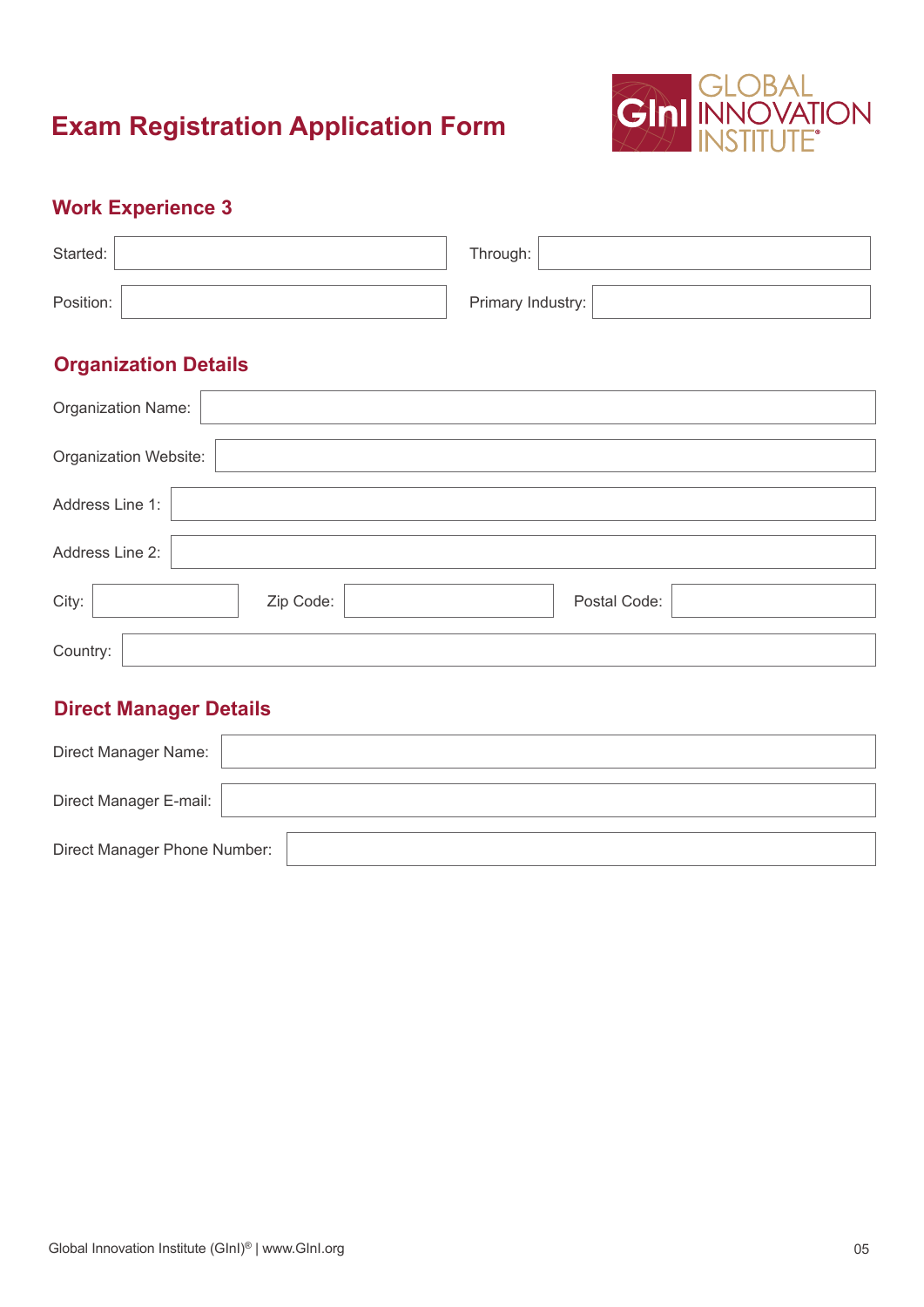# Exam Registration Application Form

## Work Experience 3

Started:

Through:

Position:

Primary Industry:

## Organization Details

Organization Name:

Organization Website:

Address Line 1:

Address Line 2:

City:

Zip Code:

Postal Code:

Country:

## Direct Manager Details

Direct Manager Name:

Direct Manager E-mail:

Direct Manager Phone Number: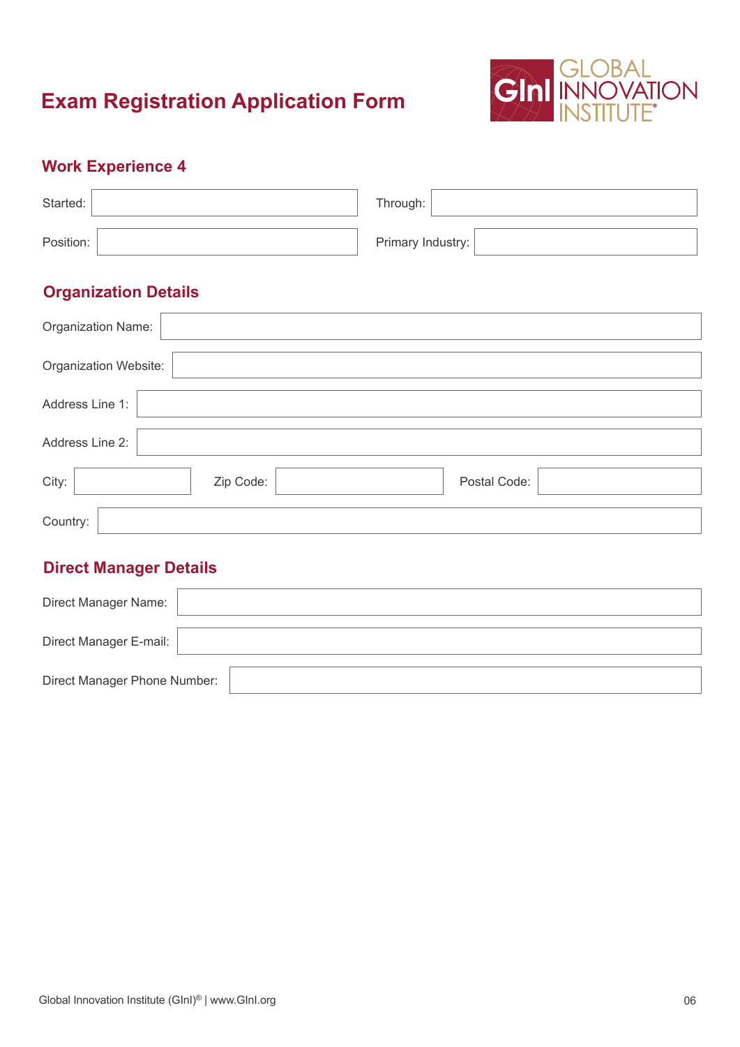# Exam Registration Application Form

## Work Experience 4

Started: ____________________ Through: ____________________

Position: ____________________ Primary Industry: ____________________

## Organization Details

Organization Name: ____________________

Organization Website: ____________________

Address Line 1: ____________________

Address Line 2: ____________________

City: __________ Zip Code: __________ Postal Code: __________

Country: ____________________

## Direct Manager Details

Direct Manager Name: ____________________

Direct Manager E-mail: ____________________

Direct Manager Phone Number: ____________________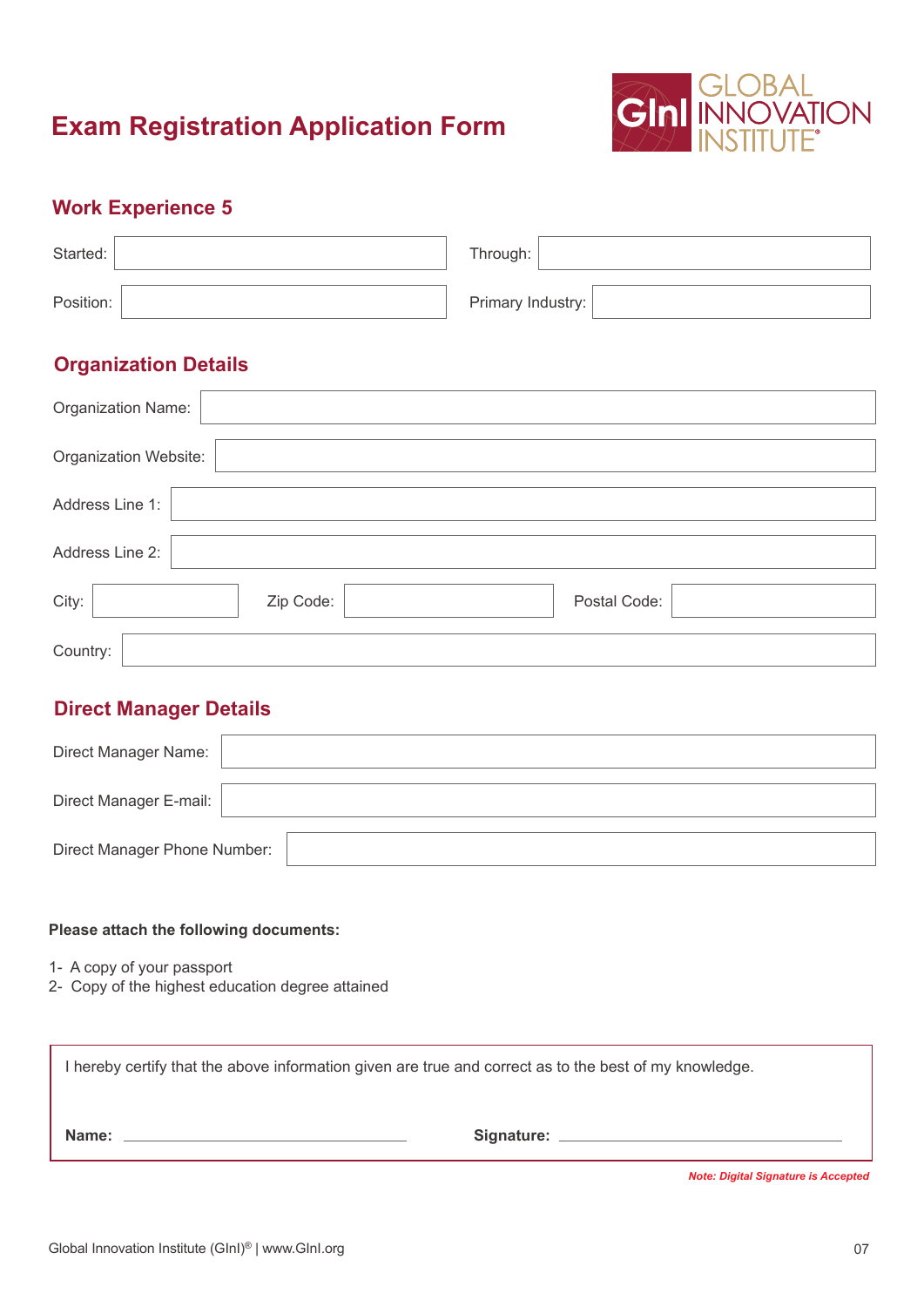# Exam Registration Application Form

GLOBAL INNOVATION INSTITUTE

## Work Experience 5

Started: 

Through: 

Position: 

Primary Industry: 

## Organization Details

Organization Name: 

Organization Website: 

Address Line 1: 

Address Line 2: 

City: 

Zip Code: 

Postal Code: 

Country: 

## Direct Manager Details

Direct Manager Name: 

Direct Manager E-mail: 

Direct Manager Phone Number: 

**Please attach the following documents:**

1- A copy of your passport
2- Copy of the highest education degree attained

I hereby certify that the above information given are true and correct as to the best of my knowledge.

**Name:** ______________________________ **Signature:** ______________________________

***Note: Digital Signature is Accepted***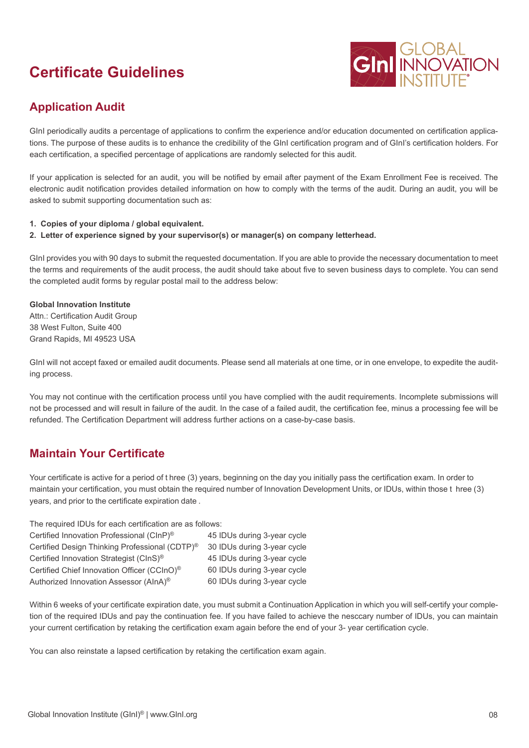# Certificate Guidelines

## Application Audit

GInI periodically audits a percentage of applications to confirm the experience and/or education documented on certification applications. The purpose of these audits is to enhance the credibility of the GInI certification program and of GInI's certification holders. For each certification, a specified percentage of applications are randomly selected for this audit.

If your application is selected for an audit, you will be notified by email after payment of the Exam Enrollment Fee is received. The electronic audit notification provides detailed information on how to comply with the terms of the audit. During an audit, you will be asked to submit supporting documentation such as:

1. **Copies of your diploma / global equivalent.**
2. **Letter of experience signed by your supervisor(s) or manager(s) on company letterhead.**

GInI provides you with 90 days to submit the requested documentation. If you are able to provide the necessary documentation to meet the terms and requirements of the audit process, the audit should take about five to seven business days to complete. You can send the completed audit forms by regular postal mail to the address below:

**Global Innovation Institute**
Attn.: Certification Audit Group
38 West Fulton, Suite 400
Grand Rapids, MI 49523 USA

GInI will not accept faxed or emailed audit documents. Please send all materials at one time, or in one envelope, to expedite the auditing process.

You may not continue with the certification process until you have complied with the audit requirements. Incomplete submissions will not be processed and will result in failure of the audit. In the case of a failed audit, the certification fee, minus a processing fee will be refunded. The Certification Department will address further actions on a case-by-case basis.

## Maintain Your Certificate

Your certificate is active for a period of t hree (3) years, beginning on the day you initially pass the certification exam. In order to maintain your certification, you must obtain the required number of Innovation Development Units, or IDUs, within those t hree (3) years, and prior to the certificate expiration date .

The required IDUs for each certification are as follows:

| Certification | Required IDUs |
|---|---|
| Certified Innovation Professional (CInP)® | 45 IDUs during 3-year cycle |
| Certified Design Thinking Professional (CDTP)® | 30 IDUs during 3-year cycle |
| Certified Innovation Strategist (CInS)® | 45 IDUs during 3-year cycle |
| Certified Chief Innovation Officer (CCInO)® | 60 IDUs during 3-year cycle |
| Authorized Innovation Assessor (AInA)® | 60 IDUs during 3-year cycle |

Within 6 weeks of your certificate expiration date, you must submit a Continuation Application in which you will self-certify your completion of the required IDUs and pay the continuation fee. If you have failed to achieve the nesccary number of IDUs, you can maintain your current certification by retaking the certification exam again before the end of your 3- year certification cycle.

You can also reinstate a lapsed certification by retaking the certification exam again.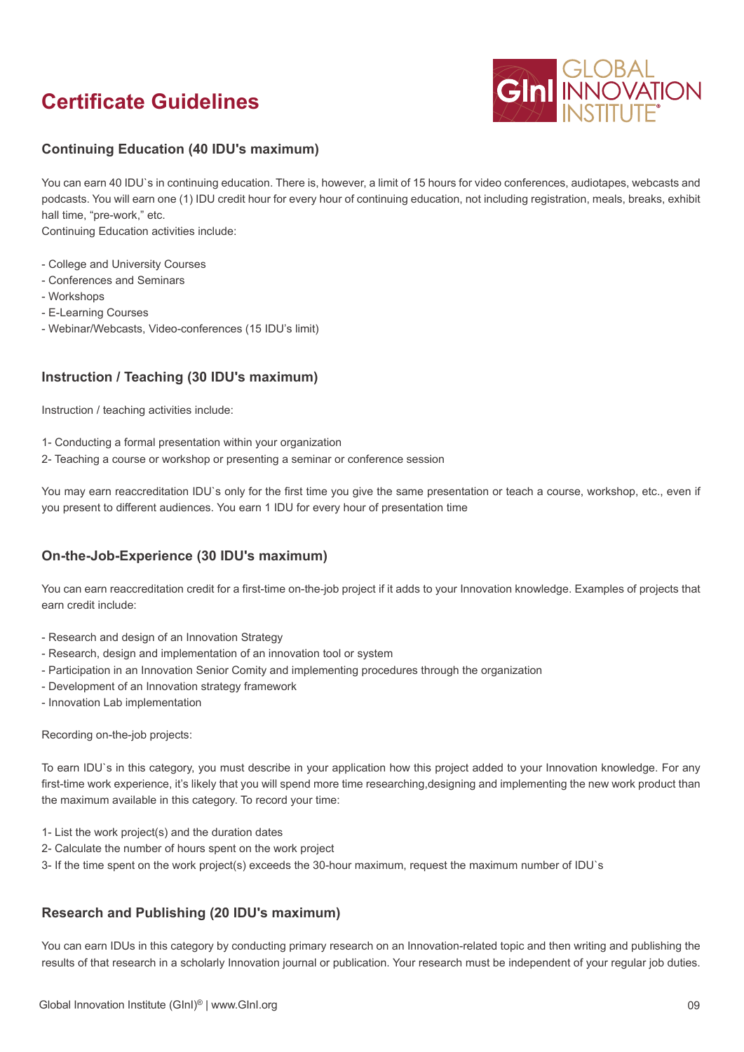# Certificate Guidelines

### Continuing Education (40 IDU's maximum)

You can earn 40 IDU`s in continuing education. There is, however, a limit of 15 hours for video conferences, audiotapes, webcasts and podcasts. You will earn one (1) IDU credit hour for every hour of continuing education, not including registration, meals, breaks, exhibit hall time, "pre-work," etc.

Continuing Education activities include:

- College and University Courses
- Conferences and Seminars
- Workshops
- E-Learning Courses
- Webinar/Webcasts, Video-conferences (15 IDU's limit)

### Instruction / Teaching (30 IDU's maximum)

Instruction / teaching activities include:

1- Conducting a formal presentation within your organization
2- Teaching a course or workshop or presenting a seminar or conference session

You may earn reaccreditation IDU`s only for the first time you give the same presentation or teach a course, workshop, etc., even if you present to different audiences. You earn 1 IDU for every hour of presentation time

### On-the-Job-Experience (30 IDU's maximum)

You can earn reaccreditation credit for a first-time on-the-job project if it adds to your Innovation knowledge. Examples of projects that earn credit include:

- Research and design of an Innovation Strategy
- Research, design and implementation of an innovation tool or system
- Participation in an Innovation Senior Comity and implementing procedures through the organization
- Development of an Innovation strategy framework
- Innovation Lab implementation

Recording on-the-job projects:

To earn IDU`s in this category, you must describe in your application how this project added to your Innovation knowledge. For any first-time work experience, it's likely that you will spend more time researching,designing and implementing the new work product than the maximum available in this category. To record your time:

1- List the work project(s) and the duration dates
2- Calculate the number of hours spent on the work project
3- If the time spent on the work project(s) exceeds the 30-hour maximum, request the maximum number of IDU`s

### Research and Publishing (20 IDU's maximum)

You can earn IDUs in this category by conducting primary research on an Innovation-related topic and then writing and publishing the results of that research in a scholarly Innovation journal or publication. Your research must be independent of your regular job duties.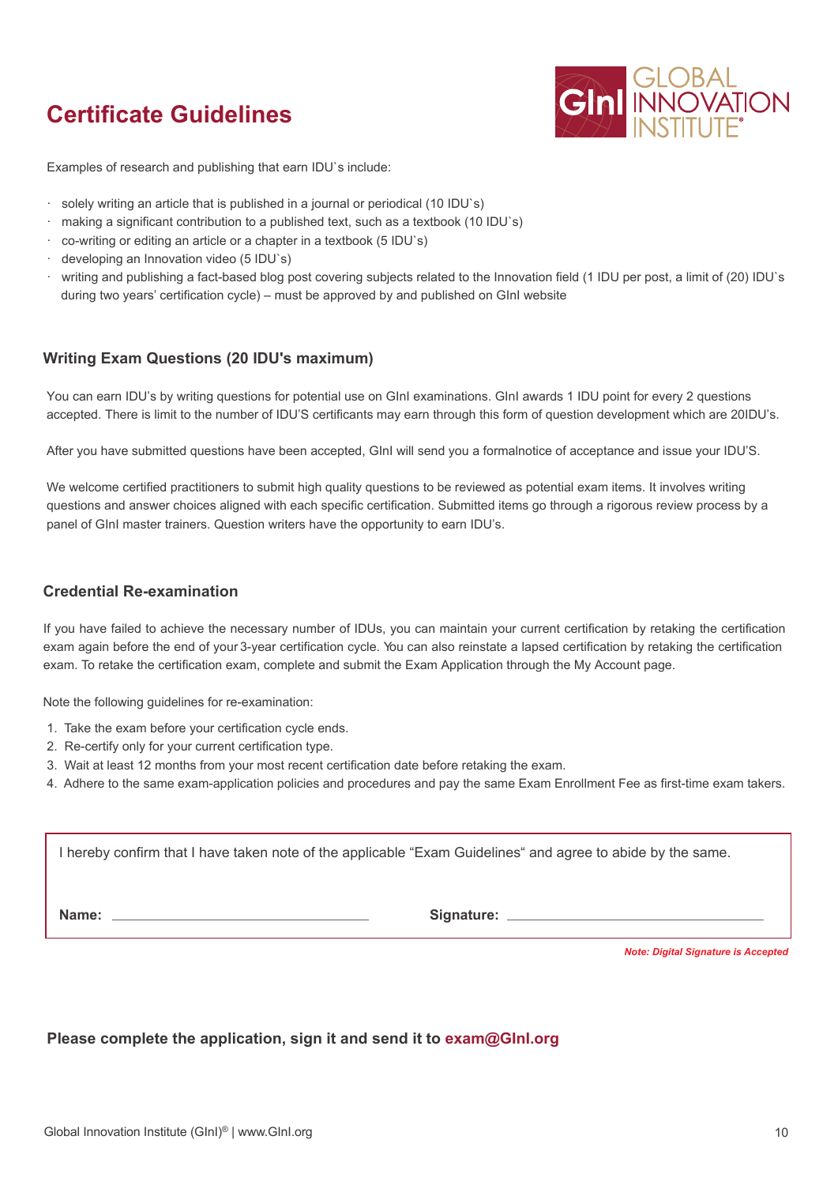# Certificate Guidelines

Examples of research and publishing that earn IDU`s include:

- solely writing an article that is published in a journal or periodical (10 IDU`s)
- making a significant contribution to a published text, such as a textbook (10 IDU`s)
- co-writing or editing an article or a chapter in a textbook (5 IDU`s)
- developing an Innovation video (5 IDU`s)
- writing and publishing a fact-based blog post covering subjects related to the Innovation field (1 IDU per post, a limit of (20) IDU`s during two years' certification cycle) – must be approved by and published on GInI website

### Writing Exam Questions (20 IDU's maximum)

You can earn IDU's by writing questions for potential use on GInI examinations. GInI awards 1 IDU point for every 2 questions accepted. There is limit to the number of IDU'S certificants may earn through this form of question development which are 20IDU's.

After you have submitted questions have been accepted, GInI will send you a formalnotice of acceptance and issue your IDU'S.

We welcome certified practitioners to submit high quality questions to be reviewed as potential exam items. It involves writing questions and answer choices aligned with each specific certification. Submitted items go through a rigorous review process by a panel of GInI master trainers. Question writers have the opportunity to earn IDU's.

### Credential Re-examination

If you have failed to achieve the necessary number of IDUs, you can maintain your current certification by retaking the certification exam again before the end of your 3-year certification cycle. You can also reinstate a lapsed certification by retaking the certification exam. To retake the certification exam, complete and submit the Exam Application through the My Account page.

Note the following guidelines for re-examination:

1. Take the exam before your certification cycle ends.
2. Re-certify only for your current certification type.
3. Wait at least 12 months from your most recent certification date before retaking the exam.
4. Adhere to the same exam-application policies and procedures and pay the same Exam Enrollment Fee as first-time exam takers.

I hereby confirm that I have taken note of the applicable "Exam Guidelines" and agree to abide by the same.

**Name:** ________________________________ **Signature:** ________________________________

***Note: Digital Signature is Accepted***

**Please complete the application, sign it and send it to exam@GInI.org**